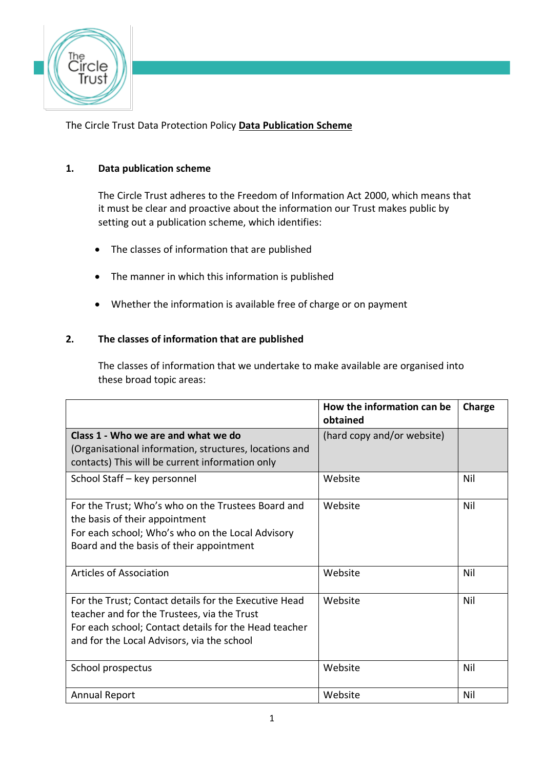The Circle Trust Data Protection Policy **Data Publication Scheme**

## 1. Data publication scheme

The Circle Trust adheres to the Freedom of Information Act 2000, which means that it must be clear and proactive about the information our Trust makes public by setting out a publication scheme, which identifies:

- The classes of information that are published
- The manner in which this information is published
- Whether the information is available free of charge or on payment

## 2. The classes of information that are published

The classes of information that we undertake to make available are organised into these broad topic areas:

| | **How the information can be obtained** | **Charge** |
|---|---|---|
| **Class 1 - Who we are and what we do** (Organisational information, structures, locations and contacts) This will be current information only | (hard copy and/or website) | |
| School Staff – key personnel | Website | Nil |
| For the Trust; Who's who on the Trustees Board and the basis of their appointment<br>For each school; Who's who on the Local Advisory Board and the basis of their appointment | Website | Nil |
| Articles of Association | Website | Nil |
| For the Trust; Contact details for the Executive Head teacher and for the Trustees, via the Trust<br>For each school; Contact details for the Head teacher and for the Local Advisors, via the school | Website | Nil |
| School prospectus | Website | Nil |
| Annual Report | Website | Nil |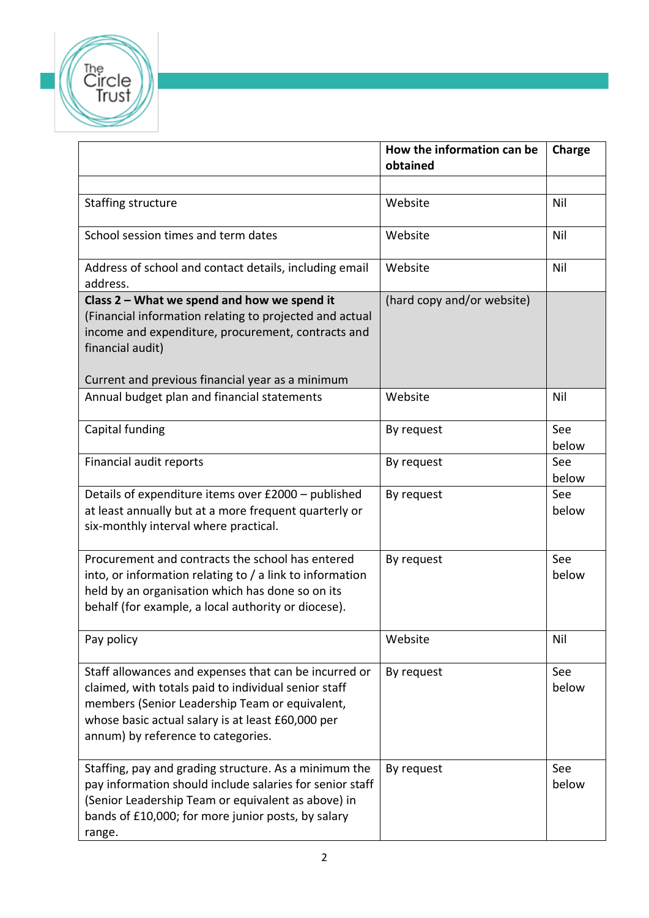| | How the information can be obtained | Charge |
|---|---|---|
| | | |
| Staffing structure | Website | Nil |
| School session times and term dates | Website | Nil |
| Address of school and contact details, including email address. | Website | Nil |
| **Class 2 – What we spend and how we spend it** (Financial information relating to projected and actual income and expenditure, procurement, contracts and financial audit)<br><br>Current and previous financial year as a minimum | (hard copy and/or website) | |
| Annual budget plan and financial statements | Website | Nil |
| Capital funding | By request | See below |
| Financial audit reports | By request | See below |
| Details of expenditure items over £2000 – published at least annually but at a more frequent quarterly or six-monthly interval where practical. | By request | See below |
| Procurement and contracts the school has entered into, or information relating to / a link to information held by an organisation which has done so on its behalf (for example, a local authority or diocese). | By request | See below |
| Pay policy | Website | Nil |
| Staff allowances and expenses that can be incurred or claimed, with totals paid to individual senior staff members (Senior Leadership Team or equivalent, whose basic actual salary is at least £60,000 per annum) by reference to categories. | By request | See below |
| Staffing, pay and grading structure. As a minimum the pay information should include salaries for senior staff (Senior Leadership Team or equivalent as above) in bands of £10,000; for more junior posts, by salary range. | By request | See below |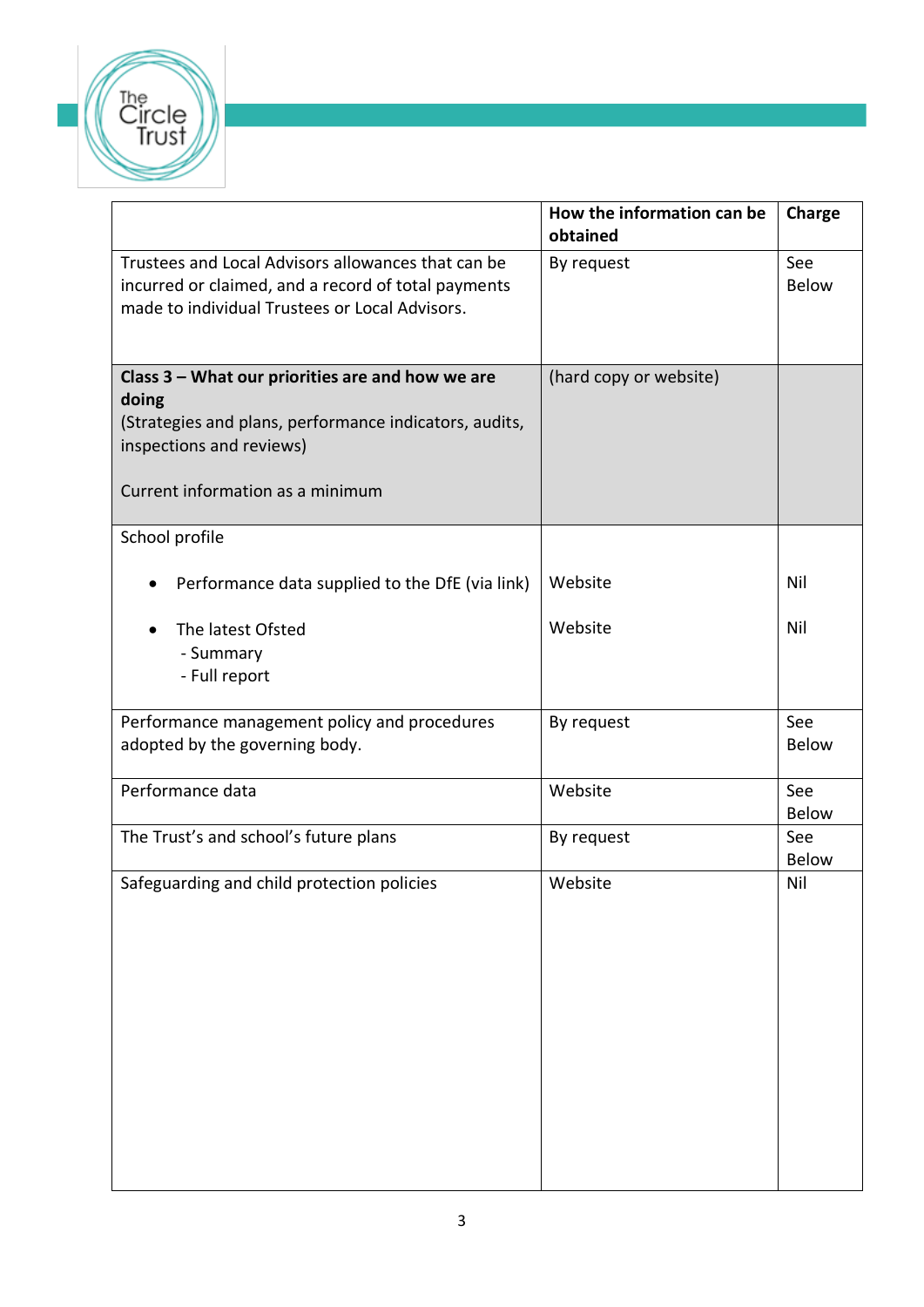| | How the information can be obtained | Charge |
|---|---|---|
| Trustees and Local Advisors allowances that can be incurred or claimed, and a record of total payments made to individual Trustees or Local Advisors. | By request | See Below |
| **Class 3 – What our priorities are and how we are doing**<br>(Strategies and plans, performance indicators, audits, inspections and reviews)<br><br>Current information as a minimum | (hard copy or website) | |
| School profile<br><br>• Performance data supplied to the DfE (via link)<br><br>• The latest Ofsted<br>- Summary<br>- Full report | <br><br>Website<br><br>Website | <br><br>Nil<br><br>Nil |
| Performance management policy and procedures adopted by the governing body. | By request | See Below |
| Performance data | Website | See Below |
| The Trust's and school's future plans | By request | See Below |
| Safeguarding and child protection policies | Website | Nil |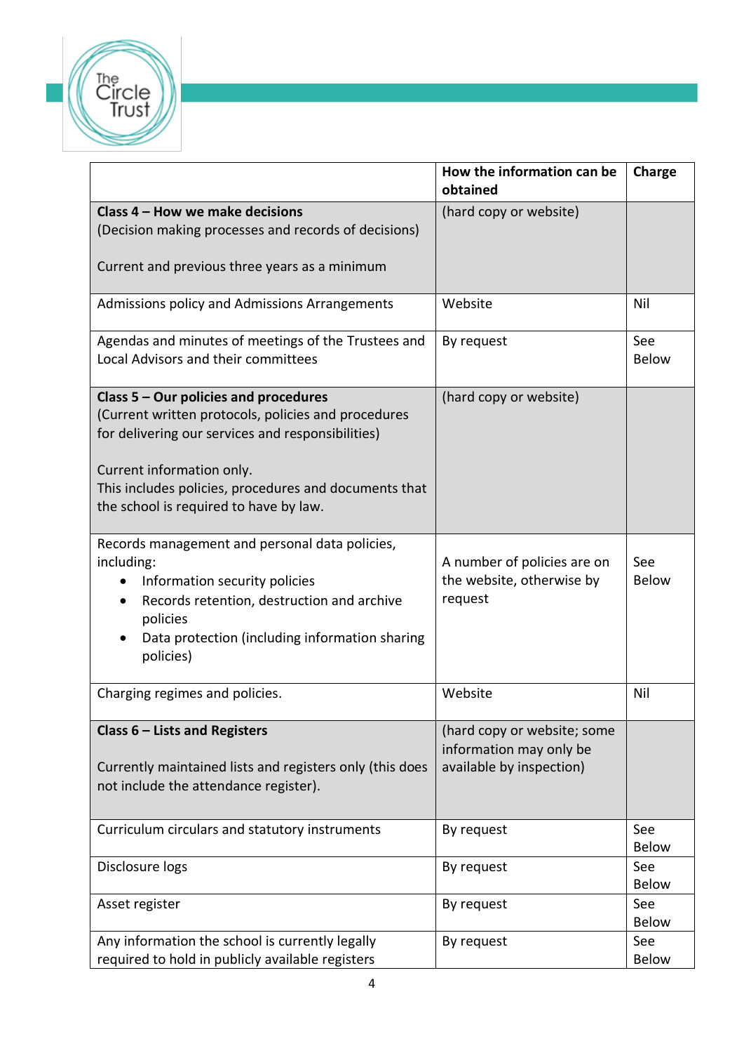| | **How the information can be obtained** | **Charge** |
|---|---|---|
| **Class 4 – How we make decisions**<br>(Decision making processes and records of decisions)<br><br>Current and previous three years as a minimum | (hard copy or website) | |
| Admissions policy and Admissions Arrangements | Website | Nil |
| Agendas and minutes of meetings of the Trustees and Local Advisors and their committees | By request | See Below |
| **Class 5 – Our policies and procedures**<br>(Current written protocols, policies and procedures for delivering our services and responsibilities)<br><br>Current information only.<br>This includes policies, procedures and documents that the school is required to have by law. | (hard copy or website) | |
| Records management and personal data policies, including:<br>• Information security policies<br>• Records retention, destruction and archive policies<br>• Data protection (including information sharing policies) | A number of policies are on the website, otherwise by request | See Below |
| Charging regimes and policies. | Website | Nil |
| **Class 6 – Lists and Registers**<br><br>Currently maintained lists and registers only (this does not include the attendance register). | (hard copy or website; some information may only be available by inspection) | |
| Curriculum circulars and statutory instruments | By request | See Below |
| Disclosure logs | By request | See Below |
| Asset register | By request | See Below |
| Any information the school is currently legally required to hold in publicly available registers | By request | See Below |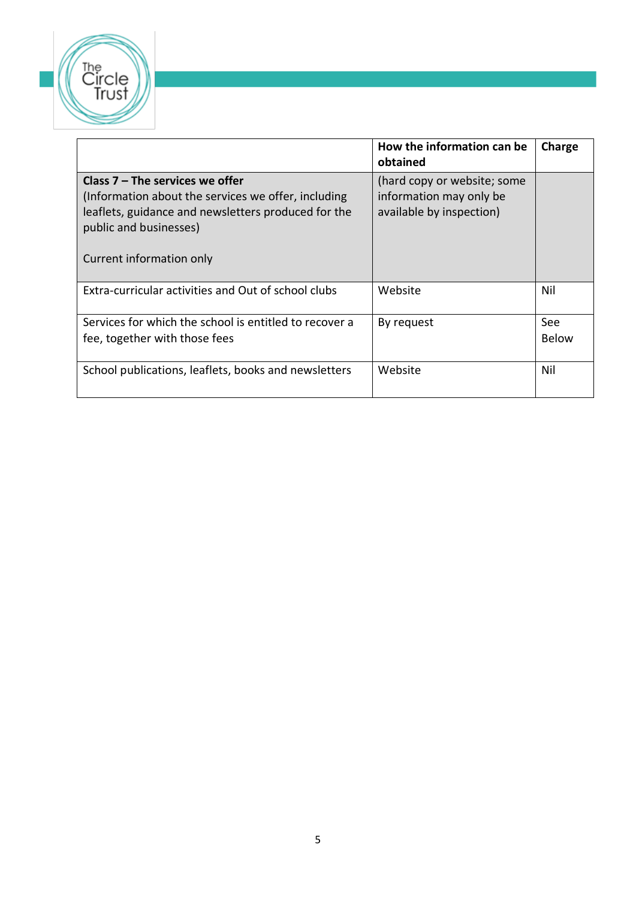| | **How the information can be obtained** | **Charge** |
|---|---|---|
| **Class 7 – The services we offer**<br>(Information about the services we offer, including leaflets, guidance and newsletters produced for the public and businesses)<br><br>Current information only | (hard copy or website; some information may only be available by inspection) | |
| Extra-curricular activities and Out of school clubs | Website | Nil |
| Services for which the school is entitled to recover a fee, together with those fees | By request | See Below |
| School publications, leaflets, books and newsletters | Website | Nil |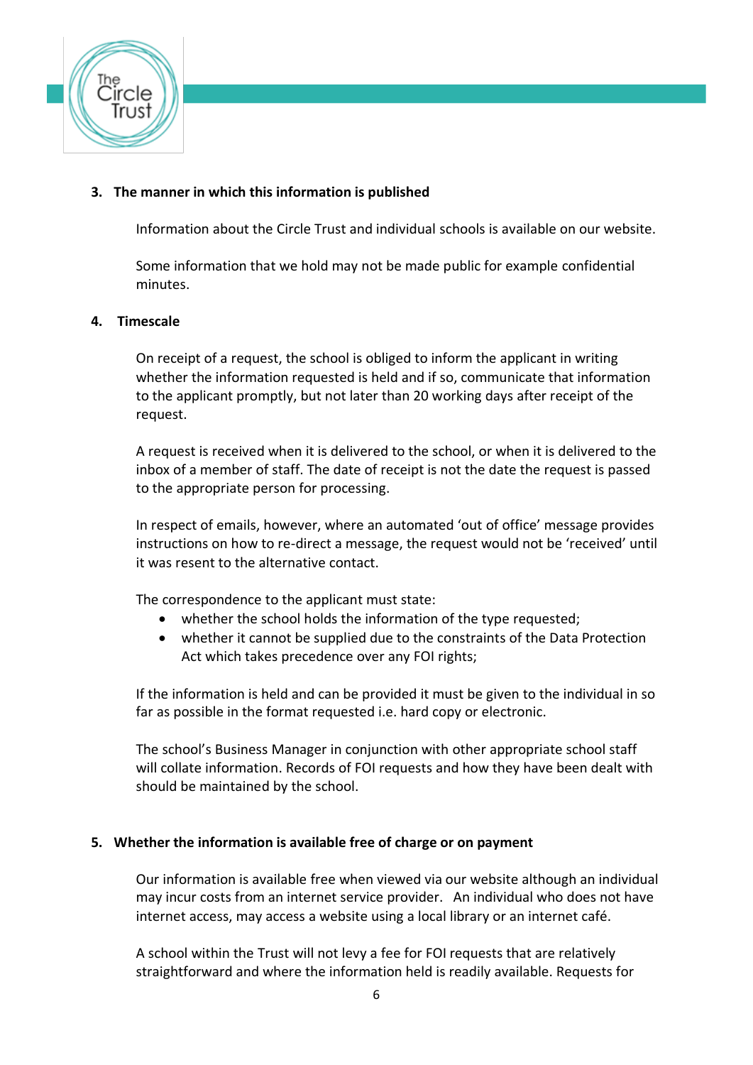## 3. The manner in which this information is published

Information about the Circle Trust and individual schools is available on our website.

Some information that we hold may not be made public for example confidential minutes.

## 4. Timescale

On receipt of a request, the school is obliged to inform the applicant in writing whether the information requested is held and if so, communicate that information to the applicant promptly, but not later than 20 working days after receipt of the request.

A request is received when it is delivered to the school, or when it is delivered to the inbox of a member of staff. The date of receipt is not the date the request is passed to the appropriate person for processing.

In respect of emails, however, where an automated 'out of office' message provides instructions on how to re-direct a message, the request would not be 'received' until it was resent to the alternative contact.

The correspondence to the applicant must state:

- whether the school holds the information of the type requested;
- whether it cannot be supplied due to the constraints of the Data Protection Act which takes precedence over any FOI rights;

If the information is held and can be provided it must be given to the individual in so far as possible in the format requested i.e. hard copy or electronic.

The school's Business Manager in conjunction with other appropriate school staff will collate information. Records of FOI requests and how they have been dealt with should be maintained by the school.

## 5. Whether the information is available free of charge or on payment

Our information is available free when viewed via our website although an individual may incur costs from an internet service provider. An individual who does not have internet access, may access a website using a local library or an internet café.

A school within the Trust will not levy a fee for FOI requests that are relatively straightforward and where the information held is readily available. Requests for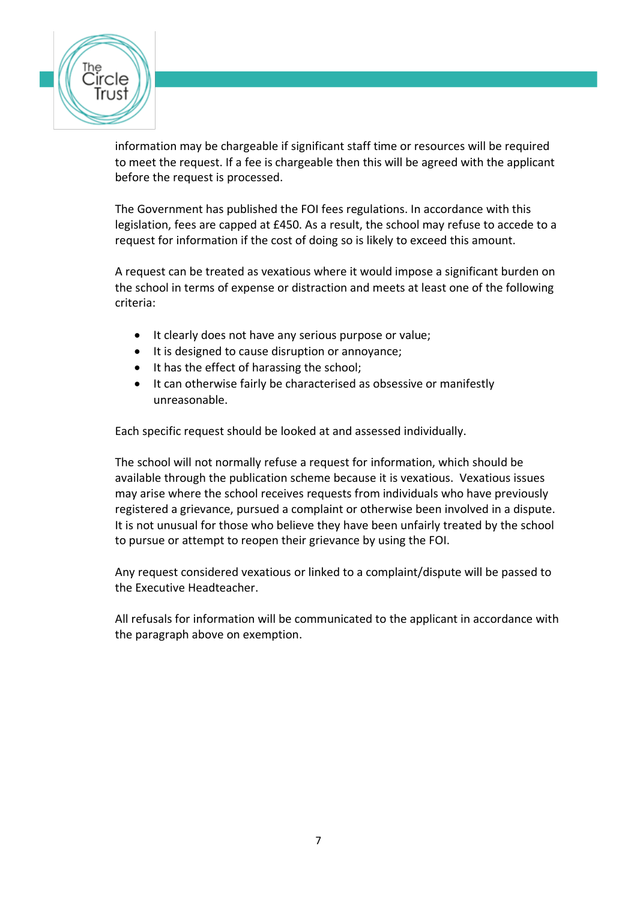information may be chargeable if significant staff time or resources will be required to meet the request. If a fee is chargeable then this will be agreed with the applicant before the request is processed.

The Government has published the FOI fees regulations. In accordance with this legislation, fees are capped at £450. As a result, the school may refuse to accede to a request for information if the cost of doing so is likely to exceed this amount.

A request can be treated as vexatious where it would impose a significant burden on the school in terms of expense or distraction and meets at least one of the following criteria:

- It clearly does not have any serious purpose or value;
- It is designed to cause disruption or annoyance;
- It has the effect of harassing the school;
- It can otherwise fairly be characterised as obsessive or manifestly unreasonable.

Each specific request should be looked at and assessed individually.

The school will not normally refuse a request for information, which should be available through the publication scheme because it is vexatious. Vexatious issues may arise where the school receives requests from individuals who have previously registered a grievance, pursued a complaint or otherwise been involved in a dispute. It is not unusual for those who believe they have been unfairly treated by the school to pursue or attempt to reopen their grievance by using the FOI.

Any request considered vexatious or linked to a complaint/dispute will be passed to the Executive Headteacher.

All refusals for information will be communicated to the applicant in accordance with the paragraph above on exemption.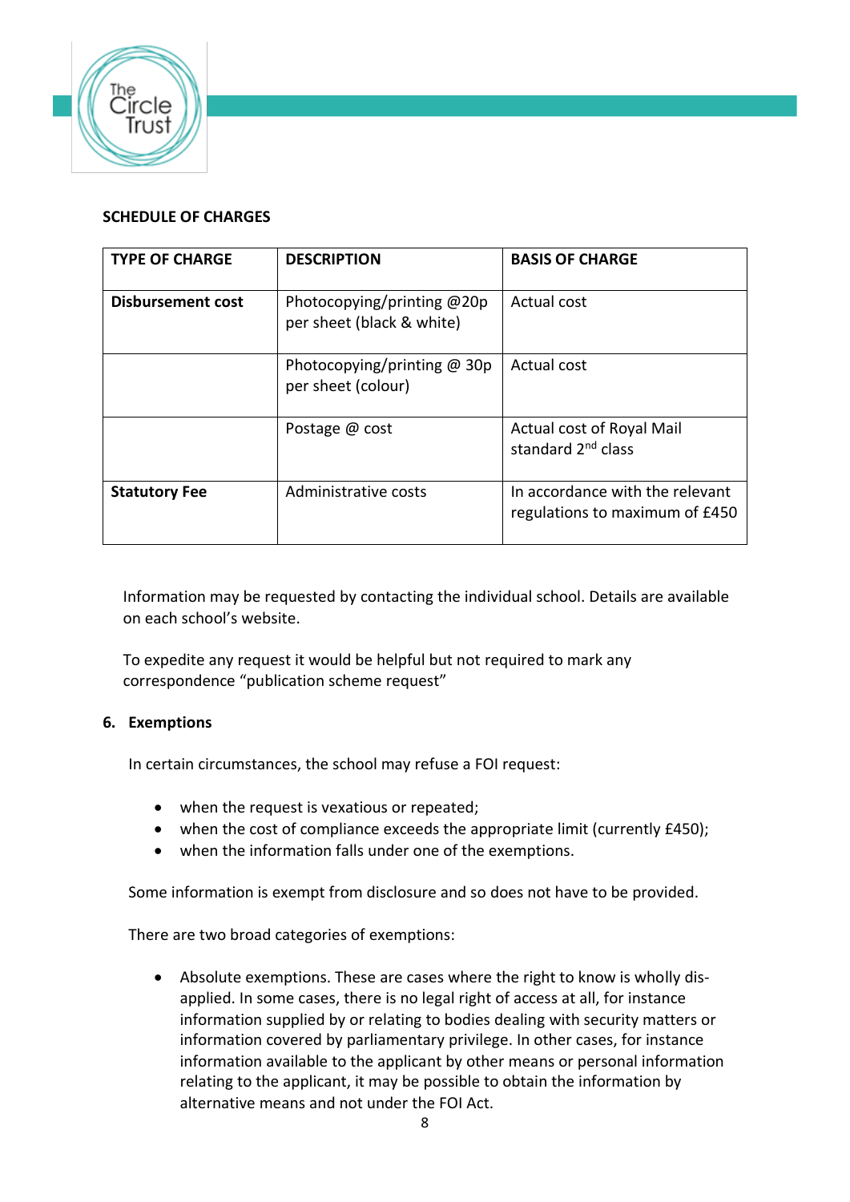**SCHEDULE OF CHARGES**

| TYPE OF CHARGE | DESCRIPTION | BASIS OF CHARGE |
|---|---|---|
| **Disbursement cost** | Photocopying/printing @20p per sheet (black & white) | Actual cost |
| | Photocopying/printing @ 30p per sheet (colour) | Actual cost |
| | Postage @ cost | Actual cost of Royal Mail standard 2nd class |
| **Statutory Fee** | Administrative costs | In accordance with the relevant regulations to maximum of £450 |

Information may be requested by contacting the individual school. Details are available on each school's website.

To expedite any request it would be helpful but not required to mark any correspondence "publication scheme request"

## 6. Exemptions

In certain circumstances, the school may refuse a FOI request:

- when the request is vexatious or repeated;
- when the cost of compliance exceeds the appropriate limit (currently £450);
- when the information falls under one of the exemptions.

Some information is exempt from disclosure and so does not have to be provided.

There are two broad categories of exemptions:

- Absolute exemptions. These are cases where the right to know is wholly dis-applied. In some cases, there is no legal right of access at all, for instance information supplied by or relating to bodies dealing with security matters or information covered by parliamentary privilege. In other cases, for instance information available to the applicant by other means or personal information relating to the applicant, it may be possible to obtain the information by alternative means and not under the FOI Act.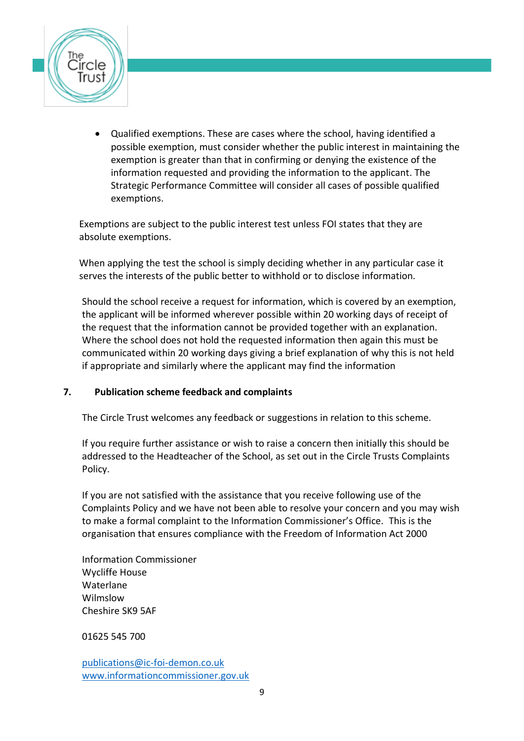- Qualified exemptions. These are cases where the school, having identified a possible exemption, must consider whether the public interest in maintaining the exemption is greater than that in confirming or denying the existence of the information requested and providing the information to the applicant. The Strategic Performance Committee will consider all cases of possible qualified exemptions.

Exemptions are subject to the public interest test unless FOI states that they are absolute exemptions.

When applying the test the school is simply deciding whether in any particular case it serves the interests of the public better to withhold or to disclose information.

Should the school receive a request for information, which is covered by an exemption, the applicant will be informed wherever possible within 20 working days of receipt of the request that the information cannot be provided together with an explanation. Where the school does not hold the requested information then again this must be communicated within 20 working days giving a brief explanation of why this is not held if appropriate and similarly where the applicant may find the information

## 7. Publication scheme feedback and complaints

The Circle Trust welcomes any feedback or suggestions in relation to this scheme.

If you require further assistance or wish to raise a concern then initially this should be addressed to the Headteacher of the School, as set out in the Circle Trusts Complaints Policy.

If you are not satisfied with the assistance that you receive following use of the Complaints Policy and we have not been able to resolve your concern and you may wish to make a formal complaint to the Information Commissioner's Office. This is the organisation that ensures compliance with the Freedom of Information Act 2000

Information Commissioner
Wycliffe House
Waterlane
Wilmslow
Cheshire SK9 5AF

01625 545 700

publications@ic-foi-demon.co.uk
www.informationcommissioner.gov.uk